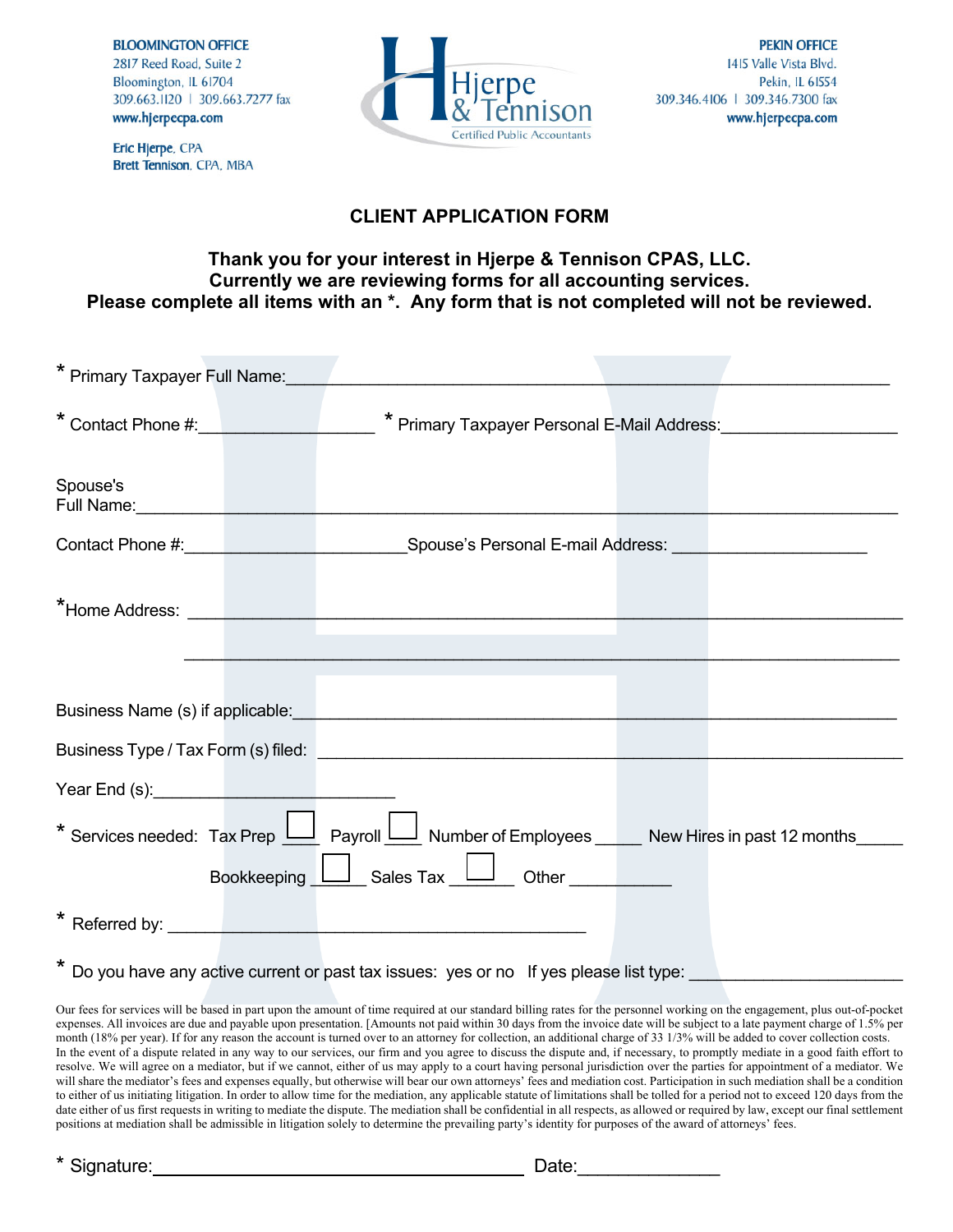**BLOOMINGTON OFFICE**
2817 Reed Road, Suite 2
Bloomington, IL 61704
309.663.1120 | 309.663.7277 fax
www.hjerpecpa.com

Eric Hjerpe, CPA
Brett Tennison, CPA, MBA

Hjerpe & Tennison
Certified Public Accountants

**PEKIN OFFICE**
1415 Valle Vista Blvd.
Pekin, IL 61554
309.346.4106 | 309.346.7300 fax
www.hjerpecpa.com

# CLIENT APPLICATION FORM

**Thank you for your interest in Hjerpe & Tennison CPAS, LLC.**
**Currently we are reviewing forms for all accounting services.**
**Please complete all items with an *. Any form that is not completed will not be reviewed.**

* Primary Taxpayer Full Name:_______________________________________________

* Contact Phone #:__________________ * Primary Taxpayer Personal E-Mail Address:__________________

Spouse's Full Name:_______________________________________________

Contact Phone #:_______________________Spouse's Personal E-mail Address: ____________________

*Home Address: _______________________________________________

_______________________________________________

Business Name (s) if applicable:_______________________________________________

Business Type / Tax Form (s) filed: _______________________________________________

Year End (s):________________________

* Services needed: Tax Prep ☐ ____ Payroll ☐ ____ Number of Employees _____ New Hires in past 12 months_____

Bookkeeping ☐ ______ Sales Tax ☐ _______ Other ___________

* Referred by: ___________________________________________

* Do you have any active current or past tax issues: yes or no If yes please list type: ______________________

Our fees for services will be based in part upon the amount of time required at our standard billing rates for the personnel working on the engagement, plus out-of-pocket expenses. All invoices are due and payable upon presentation. [Amounts not paid within 30 days from the invoice date will be subject to a late payment charge of 1.5% per month (18% per year). If for any reason the account is turned over to an attorney for collection, an additional charge of 33 1/3% will be added to cover collection costs. In the event of a dispute related in any way to our services, our firm and you agree to discuss the dispute and, if necessary, to promptly mediate in a good faith effort to resolve. We will agree on a mediator, but if we cannot, either of us may apply to a court having personal jurisdiction over the parties for appointment of a mediator. We will share the mediator's fees and expenses equally, but otherwise will bear our own attorneys' fees and mediation cost. Participation in such mediation shall be a condition to either of us initiating litigation. In order to allow time for the mediation, any applicable statute of limitations shall be tolled for a period not to exceed 120 days from the date either of us first requests in writing to mediate the dispute. The mediation shall be confidential in all respects, as allowed or required by law, except our final settlement positions at mediation shall be admissible in litigation solely to determine the prevailing party's identity for purposes of the award of attorneys' fees.

* Signature:____________________________________ Date:______________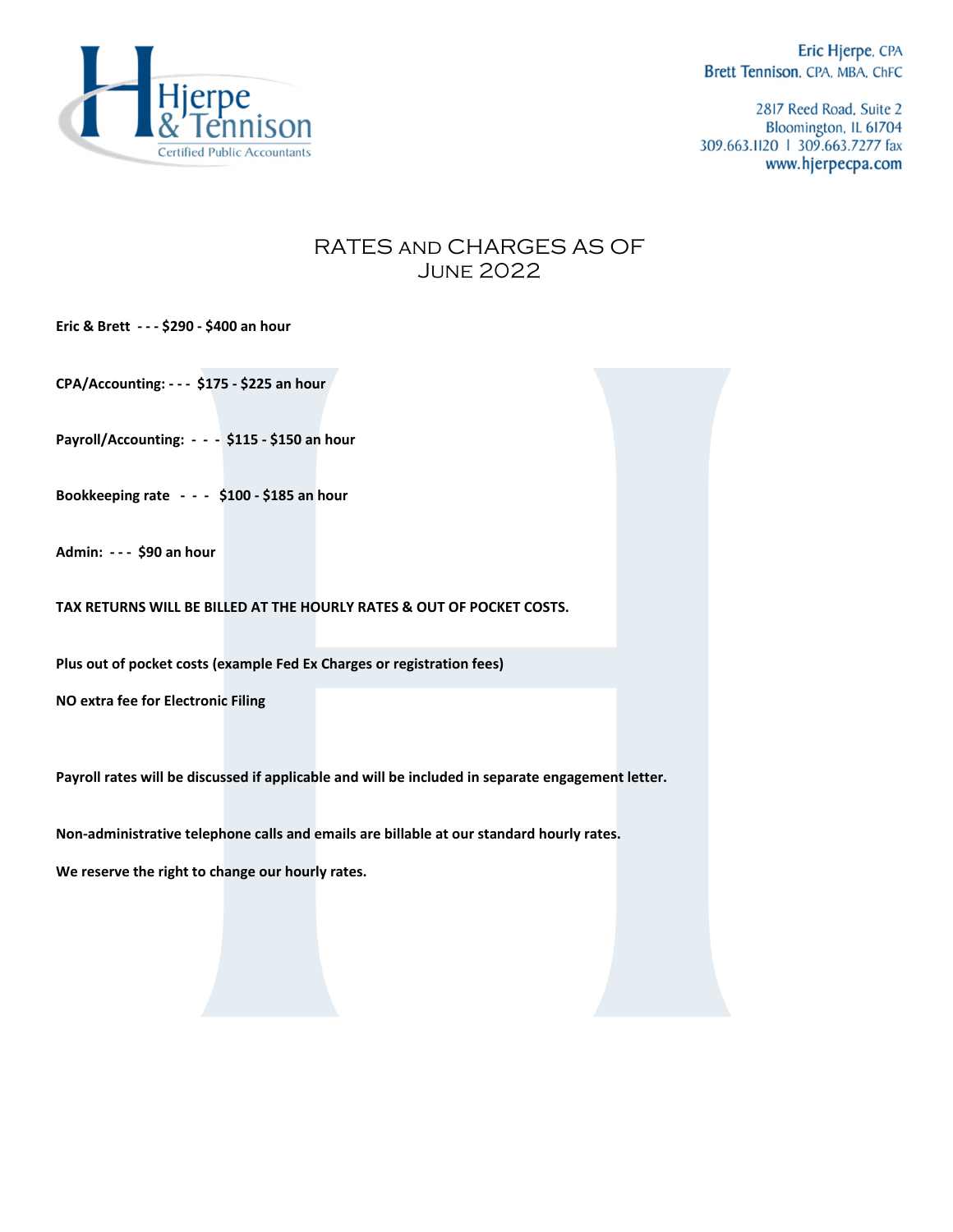Hjerpe & Tennison
Certified Public Accountants

Eric Hjerpe, CPA
Brett Tennison, CPA, MBA, ChFC

2817 Reed Road, Suite 2
Bloomington, IL 61704
309.663.1120 | 309.663.7277 fax
www.hjerpecpa.com

# RATES AND CHARGES AS OF JUNE 2022

**Eric & Brett - - - $290 - $400 an hour**

**CPA/Accounting: - - - $175 - $225 an hour**

**Payroll/Accounting: - - - $115 - $150 an hour**

**Bookkeeping rate - - - $100 - $185 an hour**

**Admin: - - - $90 an hour**

**TAX RETURNS WILL BE BILLED AT THE HOURLY RATES & OUT OF POCKET COSTS.**

**Plus out of pocket costs (example Fed Ex Charges or registration fees)**

**NO extra fee for Electronic Filing**

**Payroll rates will be discussed if applicable and will be included in separate engagement letter.**

**Non-administrative telephone calls and emails are billable at our standard hourly rates.**

**We reserve the right to change our hourly rates.**